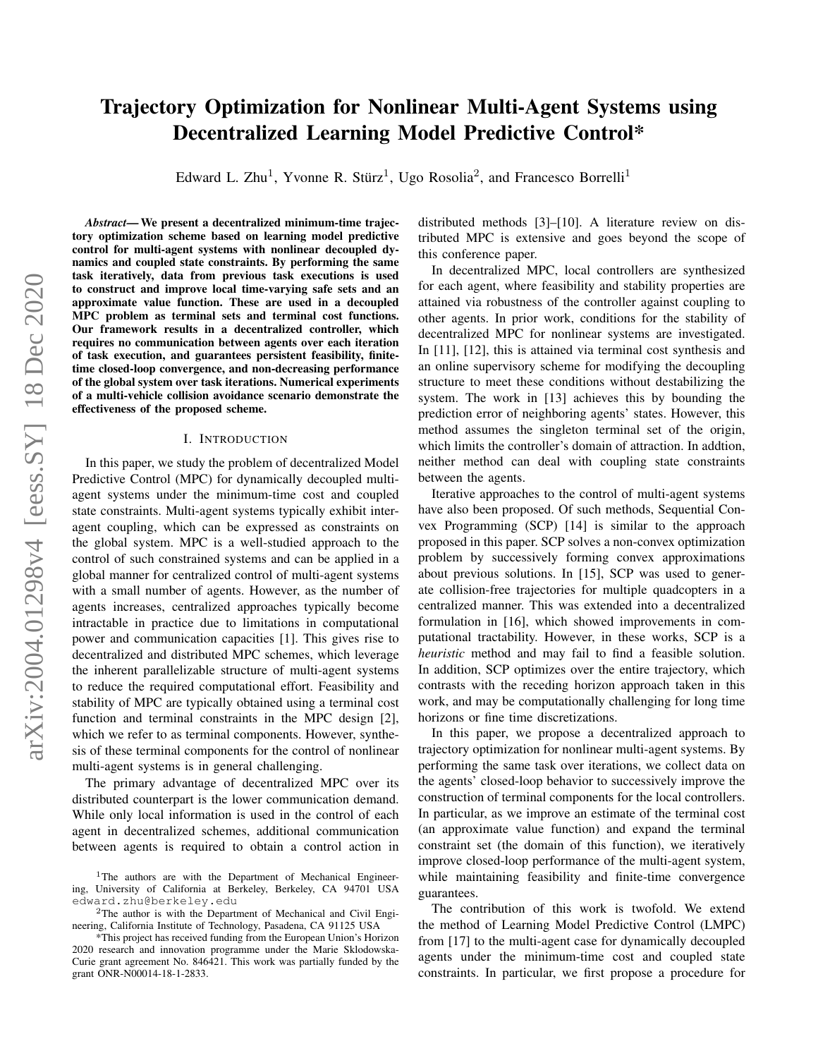# Trajectory Optimization for Nonlinear Multi-Agent Systems using Decentralized Learning Model Predictive Control*

Edward L. Zhu[1], Yvonne R. Stürz[1], Ugo Rosolia[2], and Francesco Borrelli[1]

***Abstract*— We present a decentralized minimum-time trajectory optimization scheme based on learning model predictive control for multi-agent systems with nonlinear decoupled dynamics and coupled state constraints. By performing the same task iteratively, data from previous task executions is used to construct and improve local time-varying safe sets and an approximate value function. These are used in a decoupled MPC problem as terminal sets and terminal cost functions. Our framework results in a decentralized controller, which requires no communication between agents over each iteration of task execution, and guarantees persistent feasibility, finite-time closed-loop convergence, and non-decreasing performance of the global system over task iterations. Numerical experiments of a multi-vehicle collision avoidance scenario demonstrate the effectiveness of the proposed scheme.**

## I. Introduction

In this paper, we study the problem of decentralized Model Predictive Control (MPC) for dynamically decoupled multi-agent systems under the minimum-time cost and coupled state constraints. Multi-agent systems typically exhibit inter-agent coupling, which can be expressed as constraints on the global system. MPC is a well-studied approach to the control of such constrained systems and can be applied in a global manner for centralized control of multi-agent systems with a small number of agents. However, as the number of agents increases, centralized approaches typically become intractable in practice due to limitations in computational power and communication capacities [1]. This gives rise to decentralized and distributed MPC schemes, which leverage the inherent parallelizable structure of multi-agent systems to reduce the required computational effort. Feasibility and stability of MPC are typically obtained using a terminal cost function and terminal constraints in the MPC design [2], which we refer to as terminal components. However, synthesis of these terminal components for the control of nonlinear multi-agent systems is in general challenging.

The primary advantage of decentralized MPC over its distributed counterpart is the lower communication demand. While only local information is used in the control of each agent in decentralized schemes, additional communication between agents is required to obtain a control action in distributed methods [3]–[10]. A literature review on distributed MPC is extensive and goes beyond the scope of this conference paper.

In decentralized MPC, local controllers are synthesized for each agent, where feasibility and stability properties are attained via robustness of the controller against coupling to other agents. In prior work, conditions for the stability of decentralized MPC for nonlinear systems are investigated. In [11], [12], this is attained via terminal cost synthesis and an online supervisory scheme for modifying the decoupling structure to meet these conditions without destabilizing the system. The work in [13] achieves this by bounding the prediction error of neighboring agents' states. However, this method assumes the singleton terminal set of the origin, which limits the controller's domain of attraction. In addtion, neither method can deal with coupling state constraints between the agents.

Iterative approaches to the control of multi-agent systems have also been proposed. Of such methods, Sequential Convex Programming (SCP) [14] is similar to the approach proposed in this paper. SCP solves a non-convex optimization problem by successively forming convex approximations about previous solutions. In [15], SCP was used to generate collision-free trajectories for multiple quadcopters in a centralized manner. This was extended into a decentralized formulation in [16], which showed improvements in computational tractability. However, in these works, SCP is a *heuristic* method and may fail to find a feasible solution. In addition, SCP optimizes over the entire trajectory, which contrasts with the receding horizon approach taken in this work, and may be computationally challenging for long time horizons or fine time discretizations.

In this paper, we propose a decentralized approach to trajectory optimization for nonlinear multi-agent systems. By performing the same task over iterations, we collect data on the agents' closed-loop behavior to successively improve the construction of terminal components for the local controllers. In particular, as we improve an estimate of the terminal cost (an approximate value function) and expand the terminal constraint set (the domain of this function), we iteratively improve closed-loop performance of the multi-agent system, while maintaining feasibility and finite-time convergence guarantees.

The contribution of this work is twofold. We extend the method of Learning Model Predictive Control (LMPC) from [17] to the multi-agent case for dynamically decoupled agents under the minimum-time cost and coupled state constraints. In particular, we first propose a procedure for

[1]The authors are with the Department of Mechanical Engineering, University of California at Berkeley, Berkeley, CA 94701 USA edward.zhu@berkeley.edu

[2]The author is with the Department of Mechanical and Civil Engineering, California Institute of Technology, Pasadena, CA 91125 USA

*This project has received funding from the European Union's Horizon 2020 research and innovation programme under the Marie Sklodowska-Curie grant agreement No. 846421. This work was partially funded by the grant ONR-N00014-18-1-2833.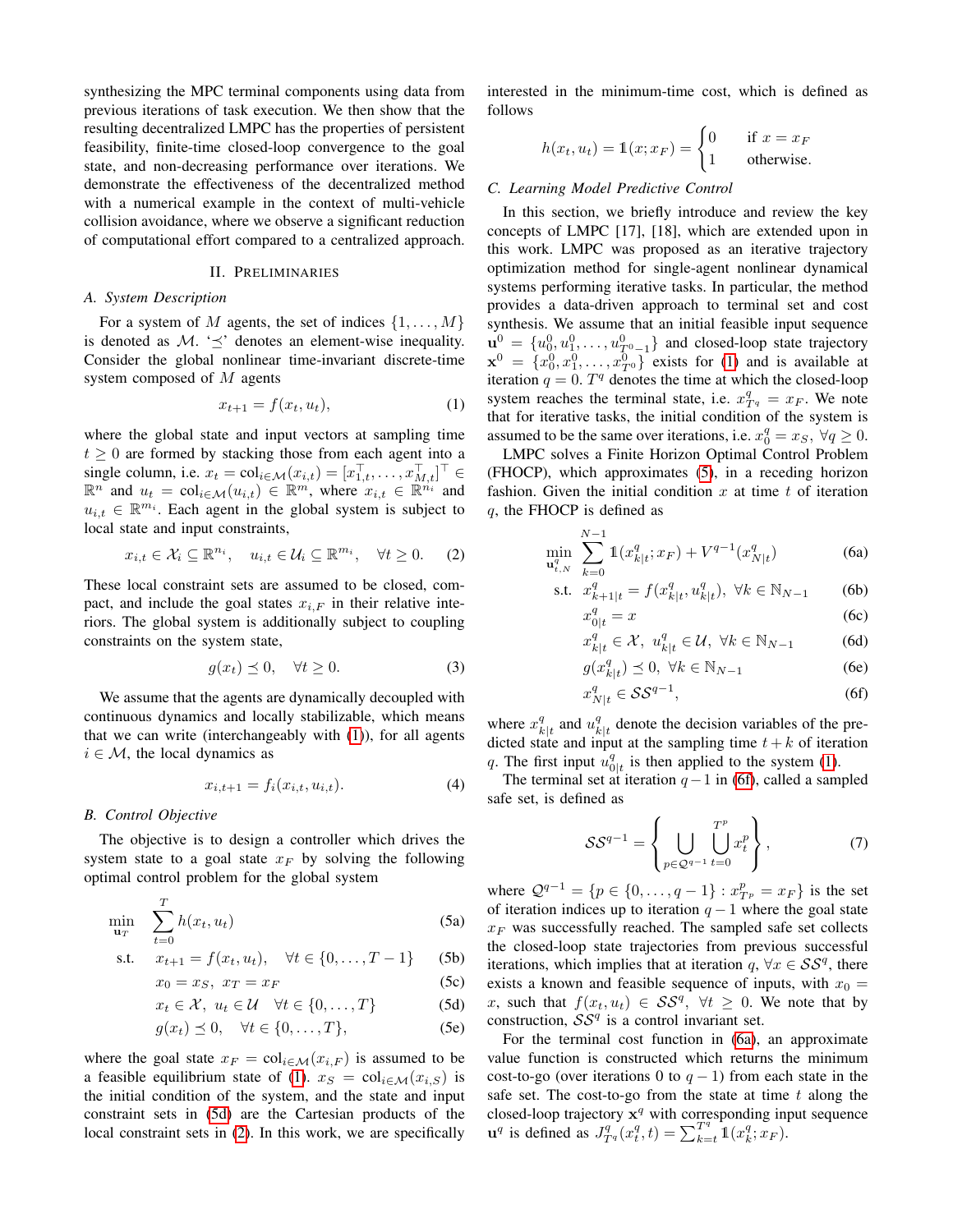synthesizing the MPC terminal components using data from previous iterations of task execution. We then show that the resulting decentralized LMPC has the properties of persistent feasibility, finite-time closed-loop convergence to the goal state, and non-decreasing performance over iterations. We demonstrate the effectiveness of the decentralized method with a numerical example in the context of multi-vehicle collision avoidance, where we observe a significant reduction of computational effort compared to a centralized approach.

## II. Preliminaries

### A. System Description

For a system of $M$ agents, the set of indices $\{1, \ldots, M\}$ is denoted as $\mathcal{M}$. '$\preceq$' denotes an element-wise inequality. Consider the global nonlinear time-invariant discrete-time system composed of $M$ agents

$$x_{t+1} = f(x_t, u_t), \tag{1}$$

where the global state and input vectors at sampling time $t \geq 0$ are formed by stacking those from each agent into a single column, i.e. $x_t = \text{col}_{i \in \mathcal{M}}(x_{i,t}) = [x_{1,t}^\top, \ldots, x_{M,t}^\top]^\top \in \mathbb{R}^n$ and $u_t = \text{col}_{i \in \mathcal{M}}(u_{i,t}) \in \mathbb{R}^m$, where $x_{i,t} \in \mathbb{R}^{n_i}$ and $u_{i,t} \in \mathbb{R}^{m_i}$. Each agent in the global system is subject to local state and input constraints,

$$x_{i,t} \in \mathcal{X}_i \subseteq \mathbb{R}^{n_i}, \quad u_{i,t} \in \mathcal{U}_i \subseteq \mathbb{R}^{m_i}, \quad \forall t \geq 0. \tag{2}$$

These local constraint sets are assumed to be closed, compact, and include the goal states $x_{i,F}$ in their relative interiors. The global system is additionally subject to coupling constraints on the system state,

$$g(x_t) \preceq 0, \quad \forall t \geq 0. \tag{3}$$

We assume that the agents are dynamically decoupled with continuous dynamics and locally stabilizable, which means that we can write (interchangeably with (1)), for all agents $i \in \mathcal{M}$, the local dynamics as

$$x_{i,t+1} = f_i(x_{i,t}, u_{i,t}). \tag{4}$$

### B. Control Objective

The objective is to design a controller which drives the system state to a goal state $x_F$ by solving the following optimal control problem for the global system

$$
\begin{aligned}
\min_{\mathbf{u}_T} \quad & \sum_{t=0}^{T} h(x_t, u_t) && \text{(5a)}\\
\text{s.t.} \quad & x_{t+1} = f(x_t, u_t), \quad \forall t \in \{0, \ldots, T-1\} && \text{(5b)}\\
& x_0 = x_S, \; x_T = x_F && \text{(5c)}\\
& x_t \in \mathcal{X}, \; u_t \in \mathcal{U} \quad \forall t \in \{0, \ldots, T\} && \text{(5d)}\\
& g(x) \preceq 0, \quad \forall t \in \{0, \ldots, T\}, && \text{(5e)}
\end{aligned}
$$

where the goal state $x_F = \text{col}_{i \in \mathcal{M}}(x_{i,F})$ is assumed to be a feasible equilibrium state of (1). $x_S = \text{col}_{i \in \mathcal{M}}(x_{i,S})$ is the initial condition of the system, and the state and input constraint sets in (5d) are the Cartesian products of the local constraint sets in (2). In this work, we are specifically interested in the minimum-time cost, which is defined as follows

$$h(x_t, u_t) = \mathbb{1}(x; x_F) = \begin{cases} 0 & \text{if } x = x_F \\ 1 & \text{otherwise.} \end{cases}$$

### C. Learning Model Predictive Control

In this section, we briefly introduce and review the key concepts of LMPC [17], [18], which are extended upon in this work. LMPC was proposed as an iterative trajectory optimization method for single-agent nonlinear dynamical systems performing iterative tasks. In particular, the method provides a data-driven approach to terminal set and cost synthesis. We assume that an initial feasible input sequence $\mathbf{u}^0 = \{u_0^0, u_1^0, \ldots, u_{T^0-1}^0\}$ and closed-loop state trajectory $\mathbf{x}^0 = \{x_0^0, x_1^0, \ldots, x_{T^0}^0\}$ exists for (1) and is available at iteration $q = 0$. $T^q$ denotes the time at which the closed-loop system reaches the terminal state, i.e. $x_{T^q}^q = x_F$. We note that for iterative tasks, the initial condition of the system is assumed to be the same over iterations, i.e. $x_0^q = x_S, \; \forall q \geq 0$.

LMPC solves a Finite Horizon Optimal Control Problem (FHOCP), which approximates (5), in a receding horizon fashion. Given the initial condition $x$ at time $t$ of iteration $q$, the FHOCP is defined as

$$
\begin{aligned}
\min_{\mathbf{u}_{t,N}^q} \quad & \sum_{k=0}^{N-1} \mathbb{1}(x_{k|t}^q; x_F) + V^{q-1}(x_{N|t}^q) && \text{(6a)}\\
\text{s.t.} \quad & x_{k+1|t}^q = f(x_{k|t}^q, u_{k|t}^q), \; \forall k \in \mathbb{N}_{N-1} && \text{(6b)}\\
& x_{0|t}^q = x && \text{(6c)}\\
& x_{k|t}^q \in \mathcal{X}, \; u_{k|t}^q \in \mathcal{U}, \; \forall k \in \mathbb{N}_{N-1} && \text{(6d)}\\
& g(x_{k|t}^q) \preceq 0, \; \forall k \in \mathbb{N}_{N-1} && \text{(6e)}\\
& x_{N|t}^q \in \mathcal{SS}^{q-1}, && \text{(6f)}
\end{aligned}
$$

where $x_{k|t}^q$ and $u_{k|t}^q$ denote the decision variables of the predicted state and input at the sampling time $t+k$ of iteration $q$. The first input $u_{0|t}^q$ is then applied to the system (1).

The terminal set at iteration $q-1$ in (6f), called a sampled safe set, is defined as

$$\mathcal{SS}^{q-1} = \left\{ \bigcup_{p \in \mathcal{Q}^{q-1}} \bigcup_{t=0}^{T^p} x_t^p \right\}, \tag{7}$$

where $\mathcal{Q}^{q-1} = \{p \in \{0, \ldots, q-1\} : x_{T_p}^p = x_F\}$ is the set of iteration indices up to iteration $q-1$ where the goal state $x_F$ was successfully reached. The sampled safe set collects the closed-loop state trajectories from previous successful iterations, which implies that at iteration $q$, $\forall x \in \mathcal{SS}^q$, there exists a known and feasible sequence of inputs, with $x_0 = x$, such that $f(x_t, u_t) \in \mathcal{SS}^q, \; \forall t \geq 0$. We note that by construction, $\mathcal{SS}^q$ is a control invariant set.

For the terminal cost function in (6a), an approximate value function is constructed which returns the minimum cost-to-go (over iterations 0 to $q-1$) from each state in the safe set. The cost-to-go from the state at time $t$ along the closed-loop trajectory $\mathbf{x}^q$ with corresponding input sequence $\mathbf{u}^q$ is defined as $J_{T^q}^q(x_t^q, t) = \sum_{k=t}^{T^q} \mathbb{1}(x_k^q; x_F)$.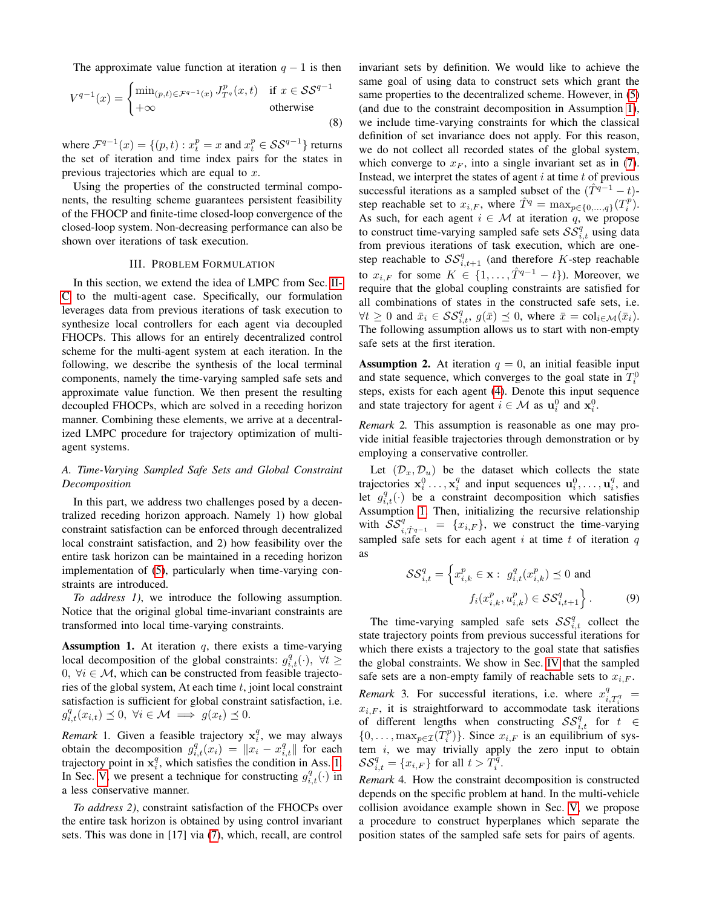The approximate value function at iteration $q-1$ is then

$$V^{q-1}(x) = \begin{cases} \min_{(p,t)\in\mathcal{F}^{q-1}(x)} J^p_{T^q}(x,t) & \text{if } x \in \mathcal{SS}^{q-1} \\ +\infty & \text{otherwise} \end{cases} \tag{8}$$

where $\mathcal{F}^{q-1}(x) = \{(p,t) : x^p_t = x \text{ and } x^p_t \in \mathcal{SS}^{q-1}\}$ returns the set of iteration and time index pairs for the states in previous trajectories which are equal to $x$.

Using the properties of the constructed terminal components, the resulting scheme guarantees persistent feasibility of the FHOCP and finite-time closed-loop convergence of the closed-loop system. Non-decreasing performance can also be shown over iterations of task execution.

## III. Problem Formulation

In this section, we extend the idea of LMPC from Sec. II-C to the multi-agent case. Specifically, our formulation leverages data from previous iterations of task execution to synthesize local controllers for each agent via decoupled FHOCPs. This allows for an entirely decentralized control scheme for the multi-agent system at each iteration. In the following, we describe the synthesis of the local terminal components, namely the time-varying sampled safe sets and approximate value function. We then present the resulting decoupled FHOCPs, which are solved in a receding horizon manner. Combining these elements, we arrive at a decentralized LMPC procedure for trajectory optimization of multi-agent systems.

### A. Time-Varying Sampled Safe Sets and Global Constraint Decomposition

In this part, we address two challenges posed by a decentralized receding horizon approach. Namely 1) how global constraint satisfaction can be enforced through decentralized local constraint satisfaction, and 2) how feasibility over the entire task horizon can be maintained in a receding horizon implementation of (5), particularly when time-varying constraints are introduced.

*To address 1)*, we introduce the following assumption. Notice that the original global time-invariant constraints are transformed into local time-varying constraints.

**Assumption 1.** At iteration $q$, there exists a time-varying local decomposition of the global constraints: $g^q_{i,t}(\cdot)$, $\forall t \geq 0$, $\forall i \in \mathcal{M}$, which can be constructed from feasible trajectories of the global system, At each time $t$, joint local constraint satisfaction is sufficient for global constraint satisfaction, i.e. $g^q_{i,t}(x_{i,t}) \preceq 0$, $\forall i \in \mathcal{M} \implies g(x_t) \preceq 0$.

*Remark* 1. Given a feasible trajectory $\mathbf{x}^q_i$, we may always obtain the decomposition $g^q_{i,t}(x_i) = \|x_i - x^q_{i,t}\|$ for each trajectory point in $\mathbf{x}^q_i$, which satisfies the condition in Ass. 1. In Sec. V, we present a technique for constructing $g^q_{i,t}(\cdot)$ in a less conservative manner.

*To address 2)*, constraint satisfaction of the FHOCPs over the entire task horizon is obtained by using control invariant sets. This was done in [17] via (7), which, recall, are control invariant sets by definition. We would like to achieve the same goal of using data to construct sets which grant the same properties to the decentralized scheme. However, in (5) (and due to the constraint decomposition in Assumption 1), we include time-varying constraints for which the classical definition of set invariance does not apply. For this reason, we do not collect all recorded states of the global system, which converge to $x_F$, into a single invariant set as in (7). Instead, we interpret the states of agent $i$ at time $t$ of previous successful iterations as a sampled subset of the $(\hat{T}^{q-1}-t)$-step reachable set to $x_{i,F}$, where $\hat{T}^q = \max_{p\in\{0,\dots,q\}}(T^p_i)$. As such, for each agent $i \in \mathcal{M}$ at iteration $q$, we propose to construct time-varying sampled safe sets $\mathcal{SS}^q_{i,t}$ using data from previous iterations of task execution, which are one-step reachable to $\mathcal{SS}^q_{i,t+1}$ (and therefore $K$-step reachable to $x_{i,F}$ for some $K \in \{1,\dots,\hat{T}^{q-1}-t\}$). Moreover, we require that the global coupling constraints are satisfied for all combinations of states in the constructed safe sets, i.e. $\forall t \geq 0$ and $\bar{x}_i \in \mathcal{SS}^q_{i,t}$, $g(\bar{x}) \preceq 0$, where $\bar{x} = \text{col}_{i\in\mathcal{M}}(\bar{x}_i)$. The following assumption allows us to start with non-empty safe sets at the first iteration.

**Assumption 2.** At iteration $q = 0$, an initial feasible input and state sequence, which converges to the goal state in $T^0_i$ steps, exists for each agent (4). Denote this input sequence and state trajectory for agent $i \in \mathcal{M}$ as $\mathbf{u}^0_i$ and $\mathbf{x}^0_i$.

*Remark* 2. This assumption is reasonable as one may provide initial feasible trajectories through demonstration or by employing a conservative controller.

Let $(\mathcal{D}_x, \mathcal{D}_u)$ be the dataset which collects the state trajectories $\mathbf{x}^0_i \dots, \mathbf{x}^q_i$ and input sequences $\mathbf{u}^0_i, \dots, \mathbf{u}^q_i$, and let $g^q_{i,t}(\cdot)$ be a constraint decomposition which satisfies Assumption 1. Then, initializing the recursive relationship with $\mathcal{SS}^q_{i,\hat{T}^{q-1}} = \{x_{i,F}\}$, we construct the time-varying sampled safe sets for each agent $i$ at time $t$ of iteration $q$ as

$$\mathcal{SS}^q_{i,t} = \Big\{ x^p_{i,k} \in \mathbf{x} : \; g^q_{i,t}(x^p_{i,k}) \preceq 0 \text{ and } f_i(x^p_{i,k}, u^p_{i,k}) \in \mathcal{SS}^q_{i,t+1} \Big\}. \tag{9}$$

The time-varying sampled safe sets $\mathcal{SS}^q_{i,t}$ collect the state trajectory points from previous successful iterations for which there exists a trajectory to the goal state that satisfies the global constraints. We show in Sec. IV that the sampled safe sets are a non-empty family of reachable sets to $x_{i,F}$.

*Remark* 3. For successful iterations, i.e. where $x^q_{i,T^q_i} = x_{i,F}$, it is straightforward to accommodate task iterations of different lengths when constructing $\mathcal{SS}^q_{i,t}$ for $t \in \{0,\dots,\max_{p\in\mathcal{I}}(T^p_i)\}$. Since $x_{i,F}$ is an equilibrium of system $i$, we may trivially apply the zero input to obtain $\mathcal{SS}^q_{i,t} = \{x_{i,F}\}$ for all $t > T^q_i$.

*Remark* 4. How the constraint decomposition is constructed depends on the specific problem at hand. In the multi-vehicle collision avoidance example shown in Sec. V, we propose a procedure to construct hyperplanes which separate the position states of the sampled safe sets for pairs of agents.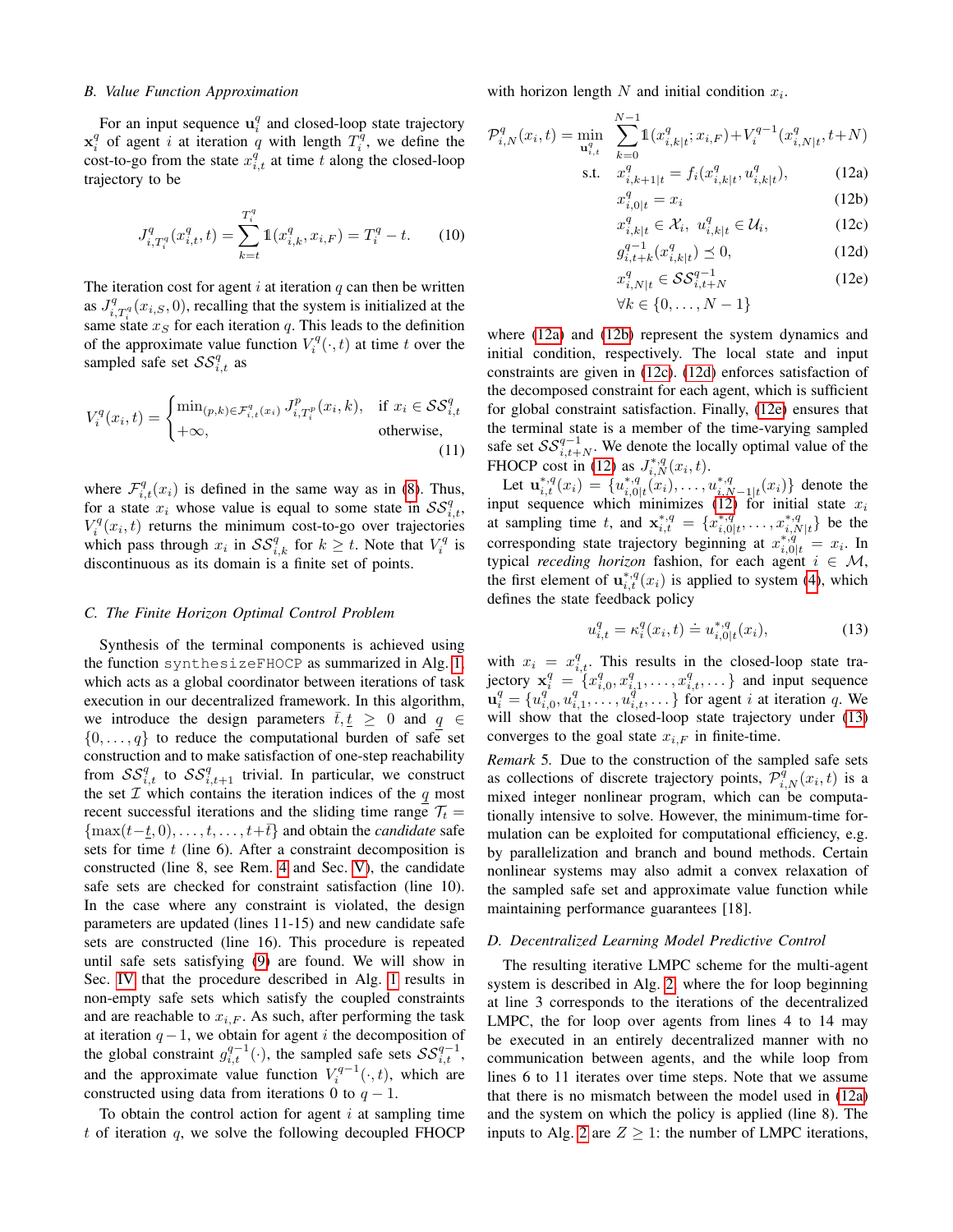### B. Value Function Approximation

For an input sequence $\mathbf{u}_i^q$ and closed-loop state trajectory $\mathbf{x}_i^q$ of agent $i$ at iteration $q$ with length $T_i^q$, we define the cost-to-go from the state $x_{i,t}^q$ at time $t$ along the closed-loop trajectory to be

$$J_{i,T_i^q}^q(x_{i,t}^q, t) = \sum_{k=t}^{T_i^q} \mathbb{1}(x_{i,k}^q, x_{i,F}) = T_i^q - t. \tag{10}$$

The iteration cost for agent $i$ at iteration $q$ can then be written as $J_{i,T_i^q}^q(x_{i,S}, 0)$, recalling that the system is initialized at the same state $x_S$ for each iteration $q$. This leads to the definition of the approximate value function $V_i^q(\cdot, t)$ at time $t$ over the sampled safe set $\mathcal{SS}_{i,t}^q$ as

$$V_i^q(x_i, t) = \begin{cases} \min_{(p,k)\in\mathcal{F}_{i,t}^q(x_i)} J_{i,T_i^p}^p(x_i, k), & \text{if } x_i \in \mathcal{SS}_{i,t}^q \\ +\infty, & \text{otherwise}, \end{cases} \tag{11}$$

where $\mathcal{F}_{i,t}^q(x_i)$ is defined in the same way as in (8). Thus, for a state $x_i$ whose value is equal to some state in $\mathcal{SS}_{i,t}^q$, $V_i^q(x_i, t)$ returns the minimum cost-to-go over trajectories which pass through $x_i$ in $\mathcal{SS}_{i,k}^q$ for $k \geq t$. Note that $V_i^q$ is discontinuous as its domain is a finite set of points.

### C. The Finite Horizon Optimal Control Problem

Synthesis of the terminal components is achieved using the function `synthesizeFHOCP` as summarized in Alg. 1, which acts as a global coordinator between iterations of task execution in our decentralized framework. In this algorithm, we introduce the design parameters $\bar{t}, \underline{t} \geq 0$ and $\underline{q} \in \{0, \ldots, q\}$ to reduce the computational burden of safe set construction and to make satisfaction of one-step reachability from $\mathcal{SS}_{i,t}^q$ to $\mathcal{SS}_{i,t+1}^q$ trivial. In particular, we construct the set $\mathcal{I}$ which contains the iteration indices of the $\underline{q}$ most recent successful iterations and the sliding time range $\mathcal{T}_t = \{\max(t-\underline{t}, 0), \ldots, t, \ldots, t+\bar{t}\}$ and obtain the *candidate* safe sets for time $t$ (line 6). After a constraint decomposition is constructed (line 8, see Rem. 4 and Sec. V), the candidate safe sets are checked for constraint satisfaction (line 10). In the case where any constraint is violated, the design parameters are updated (lines 11-15) and new candidate safe sets are constructed (line 16). This procedure is repeated until safe sets satisfying (9) are found. We will show in Sec. IV that the procedure described in Alg. 1 results in non-empty safe sets which satisfy the coupled constraints and are reachable to $x_{i,F}$. As such, after performing the task at iteration $q-1$, we obtain for agent $i$ the decomposition of the global constraint $g_{i,t}^{q-1}(\cdot)$, the sampled safe sets $\mathcal{SS}_{i,t}^{q-1}$, and the approximate value function $V_i^{q-1}(\cdot, t)$, which are constructed using data from iterations 0 to $q-1$.

To obtain the control action for agent $i$ at sampling time $t$ of iteration $q$, we solve the following decoupled FHOCP with horizon length $N$ and initial condition $x_i$.

$$\begin{aligned}
\mathcal{P}_{i,N}^q(x_i, t) = \min_{\mathbf{u}_{i,t}^q} \quad & \sum_{k=0}^{N-1} \mathbb{1}(x_{i,k|t}^q; x_{i,F}) + V_i^{q-1}(x_{i,N|t}^q, t+N) \\
\text{s.t.} \quad & x_{i,k+1|t}^q = f_i(x_{i,k|t}^q, u_{i,k|t}^q), && \text{(12a)} \\
& x_{i,0|t}^q = x_i && \text{(12b)} \\
& x_{i,k|t}^q \in \mathcal{X}_i, \ u_{i,k|t}^q \in \mathcal{U}_i, && \text{(12c)} \\
& g_{i,t+k}^{q-1}(x_{i,k|t}^q) \preceq 0, && \text{(12d)} \\
& x_{i,N|t}^q \in \mathcal{SS}_{i,t+N}^{q-1} && \text{(12e)} \\
& \forall k \in \{0, \ldots, N-1\}
\end{aligned}$$

where (12a) and (12b) represent the system dynamics and initial condition, respectively. The local state and input constraints are given in (12c). (12d) enforces satisfaction of the decomposed constraint for each agent, which is sufficient for global constraint satisfaction. Finally, (12e) ensures that the terminal state is a member of the time-varying sampled safe set $\mathcal{SS}_{i,t+N}^{q-1}$. We denote the locally optimal value of the FHOCP cost in (12) as $J_{i,N}^{*,q}(x_i, t)$.

Let $\mathbf{u}_{i,t}^{*,q}(x_i) = \{u_{i,0|t}^{*,q}(x_i), \ldots, u_{i,N-1|t}^{*,q}(x_i)\}$ denote the input sequence which minimizes (12) for initial state $x_i$ at sampling time $t$, and $\mathbf{x}_{i,t}^{*,q} = \{x_{i,0|t}^{*,q}, \ldots, x_{i,N|t}^{*,q}\}$ be the corresponding state trajectory beginning at $x_{i,0|t}^{*,q} = x_i$. In typical *receding horizon* fashion, for each agent $i \in \mathcal{M}$, the first element of $\mathbf{u}_{i,t}^{*,q}(x_i)$ is applied to system (4), which defines the state feedback policy

$$u_{i,t}^q = \kappa_i^q(x_i, t) \doteq u_{i,0|t}^{*,q}(x_i), \tag{13}$$

with $x_i = x_{i,t}^q$. This results in the closed-loop state trajectory $\mathbf{x}_i^q = \{x_{i,0}^q, x_{i,1}^q, \ldots, x_{i,t}^q, \ldots\}$ and input sequence $\mathbf{u}_i^q = \{u_{i,0}^q, u_{i,1}^q, \ldots, u_{i,t}^q, \ldots\}$ for agent $i$ at iteration $q$. We will show that the closed-loop state trajectory under (13) converges to the goal state $x_{i,F}$ in finite-time.

*Remark 5.* Due to the construction of the sampled safe sets as collections of discrete trajectory points, $\mathcal{P}_{i,N}^q(x_i, t)$ is a mixed integer nonlinear program, which can be computationally intensive to solve. However, the minimum-time formulation can be exploited for computational efficiency, e.g. by parallelization and branch and bound methods. Certain nonlinear systems may also admit a convex relaxation of the sampled safe set and approximate value function while maintaining performance guarantees [18].

### D. Decentralized Learning Model Predictive Control

The resulting iterative LMPC scheme for the multi-agent system is described in Alg. 2, where the for loop beginning at line 3 corresponds to the iterations of the decentralized LMPC, the for loop over agents from lines 4 to 14 may be executed in an entirely decentralized manner with no communication between agents, and the while loop from lines 6 to 11 iterates over time steps. Note that we assume that there is no mismatch between the model used in (12a) and the system on which the policy is applied (line 8). The inputs to Alg. 2 are $Z \geq 1$: the number of LMPC iterations,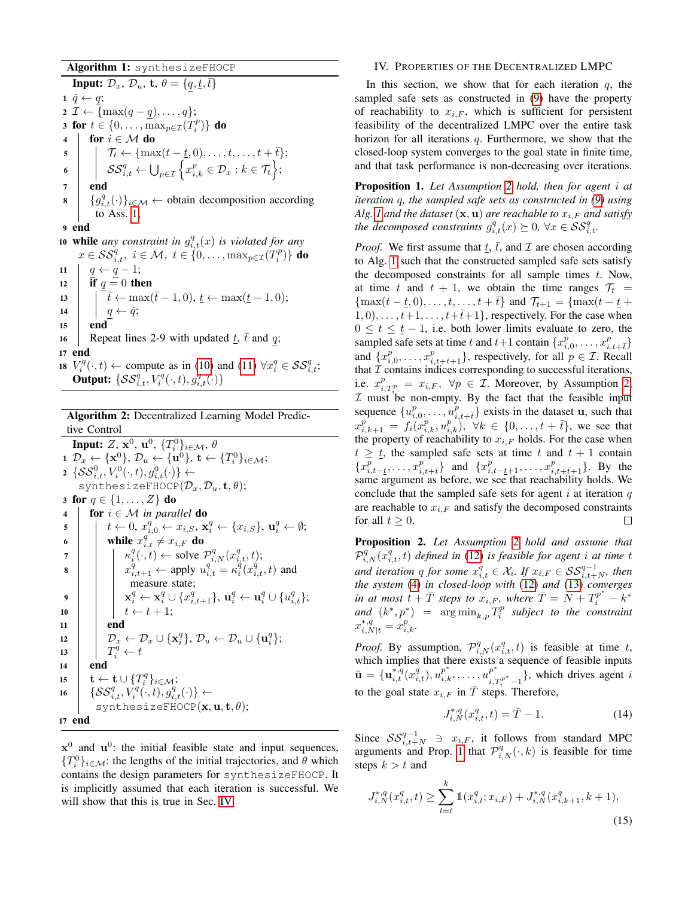**Algorithm 1:** `synthesizeFHOCP`

```
Input: D_x, D_u, t, θ = {q̲, t̲, t̄}
1  q̌ ← q̲;
2  I ← {max(q − q̲), ..., q};
3  for t ∈ {0, ..., max_{p∈I}(T_i^p)} do
4      for i ∈ M do
5          T_t ← {max(t − t̲, 0), ..., t, ..., t + t̄};
6          SS_{i,t}^q ← ⋃_{p∈I} { x_{i,k}^p ∈ D_x : k ∈ T_t };
7      end
8      {g_{i,t}^q(·)}_{i∈M} ← obtain decomposition according to Ass. 1
9  end
10 while any constraint in g_{i,t}^q(x) is violated for any
       x ∈ SS_{i,t}^q, i ∈ M, t ∈ {0, ..., max_{p∈I}(T_i^p)} do
11     q̲ ← q̲ − 1;
12     if q̲ = 0 then
13         t̄ ← max(t̄ − 1, 0), t̲ ← max(t̲ − 1, 0);
14         q̲ ← q̌;
15     end
16     Repeat lines 2-9 with updated t̲, t̄ and q̲;
17 end
18 V_i^q(·, t) ← compute as in (10) and (11) ∀x_i^q ∈ SS_{i,t}^q;
Output: {SS_{i,t}^q, V_i^q(·, t), g_{i,t}^q(·)}
```

**Algorithm 2:** Decentralized Learning Model Predictive Control

```
Input: Z, x^0, u^0, {T_i^0}_{i∈M}, θ
1  D_x ← {x^0}, D_u ← {u^0}, t ← {T_i^0}_{i∈M};
2  {SS_{i,t}^0, V_i^0(·, t), g_{i,t}^0(·)} ←
       synthesizeFHOCP(D_x, D_u, t, θ);
3  for q ∈ {1, ..., Z} do
4      for i ∈ M in parallel do
5          t ← 0, x_{i,0}^q ← x_{i,S}, x_i^q ← {x_{i,S}}, u_i^q ← ∅;
6          while x_{i,t}^q ≠ x_{i,F} do
7              κ_i^q(·, t) ← solve P_{i,N}^q(x_{i,t}^q, t);
8              x_{i,t+1}^q ← apply u_{i,t}^q = κ_i^q(x_{i,t}^q, t) and
                   measure state;
9              x_i^q ← x_i^q ∪ {x_{i,t+1}^q}, u_i^q ← u_i^q ∪ {u_{i,t}^q};
10             t ← t + 1;
11         end
12         D_x ← D_x ∪ {x_i^q}, D_u ← D_u ∪ {u_i^q};
13         T_i^q ← t
14     end
15     t ← t ∪ {T_i^q}_{i∈M};
16     {SS_{i,t}^q, V_i^q(·, t), g_{i,t}^q(·)} ←
           synthesizeFHOCP(x, u, t, θ);
17 end
```

$\mathbf{x}^0$ and $\mathbf{u}^0$: the initial feasible state and input sequences, $\{T_i^0\}_{i\in\mathcal{M}}$: the lengths of the initial trajectories, and $\theta$ which contains the design parameters for `synthesizeFHOCP`. It is implicitly assumed that each iteration is successful. We will show that this is true in Sec. IV.

## IV. Properties of the Decentralized LMPC

In this section, we show that for each iteration $q$, the sampled safe sets as constructed in (9) have the property of reachability to $x_{i,F}$, which is sufficient for persistent feasibility of the decentralized LMPC over the entire task horizon for all iterations $q$. Furthermore, we show that the closed-loop system converges to the goal state in finite time, and that task performance is non-decreasing over iterations.

**Proposition 1.** *Let Assumption 2 hold, then for agent $i$ at iteration $q$, the sampled safe sets as constructed in (9) using Alg. 1 and the dataset $(\mathbf{x}, \mathbf{u})$ are reachable to $x_{i,F}$ and satisfy the decomposed constraints $g_{i,t}^q(x) \succeq 0$, $\forall x \in \mathcal{SS}_{i,t}^q$.*

*Proof.* We first assume that $\underline{t}$, $\bar{t}$, and $\mathcal{I}$ are chosen according to Alg. 1 such that the constructed sampled safe sets satisfy the decomposed constraints for all sample times $t$. Now, at time $t$ and $t+1$, we obtain the time ranges $\mathcal{T}_t = \{\max(t-\underline{t}, 0), \dots, t, \dots, t+\bar{t}\}$ and $\mathcal{T}_{t+1} = \{\max(t-\underline{t}+1, 0), \dots, t+1, \dots, t+\bar{t}+1\}$, respectively. For the case when $0 \le t \le \underline{t}-1$, i.e. both lower limits evaluate to zero, the sampled safe sets at time $t$ and $t+1$ contain $\{x_{i,0}^p, \dots, x_{i,t+\bar{t}}^p\}$ and $\{x_{i,0}^p, \dots, x_{i,t+\bar{t}+1}^p\}$, respectively, for all $p \in \mathcal{I}$. Recall that $\mathcal{I}$ contains indices corresponding to successful iterations, i.e. $x_{i,T^p}^p = x_{i,F}$, $\forall p \in \mathcal{I}$. Moreover, by Assumption 2, $\mathcal{I}$ must be non-empty. By the fact that the feasible input sequence $\{u_{i,0}^p, \dots, u_{i,t+\bar{t}}^p\}$ exists in the dataset $\mathbf{u}$, such that $x_{i,k+1}^p = f_i(x_{i,k}^p, u_{i,k}^p)$, $\forall k \in \{0, \dots, t+\bar{t}\}$, we see that the property of reachability to $x_{i,F}$ holds. For the case when $t \ge \underline{t}$, the sampled safe sets at time $t$ and $t+1$ contain $\{x_{i,t-\underline{t}}^p, \dots, x_{i,t+\bar{t}}^p\}$ and $\{x_{i,t-\underline{t}+1}^p, \dots, x_{i,t+\bar{t}+1}^p\}$. By the same argument as before, we see that reachability holds. We conclude that the sampled safe sets for agent $i$ at iteration $q$ are reachable to $x_{i,F}$ and satisfy the decomposed constraints for all $t \ge 0$. $\square$

**Proposition 2.** *Let Assumption 2 hold and assume that $\mathcal{P}_{i,N}^q(x_{i,t}^q, t)$ defined in (12) is feasible for agent $i$ at time $t$ and iteration $q$ for some $x_{i,t}^q \in \mathcal{X}_i$. If $x_{i,F} \in \mathcal{SS}_{i,t+N}^{q-1}$, then the system (4) in closed-loop with (12) and (13) converges in at most $t+\bar{T}$ steps to $x_{i,F}$, where $\bar{T} = N + T_i^{p^*} - k^*$ and $(k^*, p^*) = \arg\min_{k,p} T_i^p$ subject to the constraint $x_{i,N|t}^{*,q} = x_{i,k}^p$.*

*Proof.* By assumption, $\mathcal{P}_{i,N}^q(x_{i,t}^q, t)$ is feasible at time $t$, which implies that there exists a sequence of feasible inputs $\bar{\mathbf{u}} = \{\mathbf{u}_{i,t}^{*,q}(x_{i,t}^q), u_{i,k^*}^{p^*}, \dots, u_{i,T^{p^*}-1}^{p^*}\}$, which drives agent $i$ to the goal state $x_{i,F}$ in $\bar{T}$ steps. Therefore,

$$J_{i,N}^{*,q}(x_{i,t}^q, t) = \bar{T} - 1. \tag{14}$$

Since $\mathcal{SS}_{i,t+N}^{q-1} \ni x_{i,F}$, it follows from standard MPC arguments and Prop. 1 that $\mathcal{P}_{i,N}^q(\cdot, k)$ is feasible for time steps $k > t$ and

$$J_{i,N}^{*,q}(x_{i,t}^q, t) \ge \sum_{l=t}^{k} \mathbb{1}(x_{i,l}^q; x_{i,F}) + J_{i,N}^{*,q}(x_{i,k+1}^q, k+1), \tag{15}$$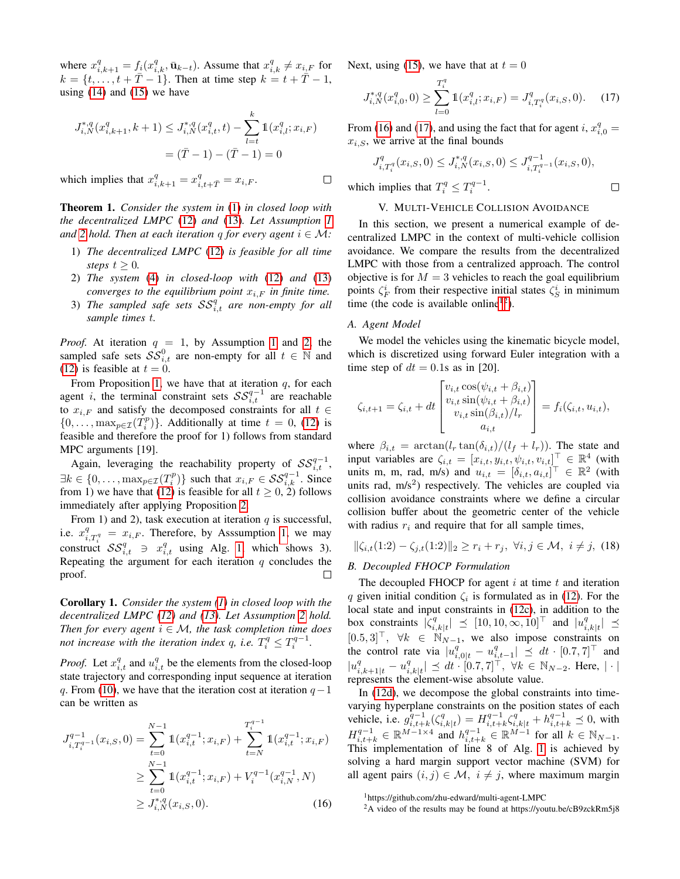where $x^q_{i,k+1} = f_i(x^q_{i,k}, \bar{\mathbf{u}}_{k-t})$. Assume that $x^q_{i,k} \neq x_{i,F}$ for $k = \{t, \dots, t+\bar{T}-1\}$. Then at time step $k = t+\bar{T}-1$, using (14) and (15) we have

$$
\begin{aligned}
J^{*,q}_{i,N}(x^q_{i,k+1}, k+1) &\leq J^{*,q}_{i,N}(x^q_{i,t}, t) - \sum_{l=t}^{k} \mathbb{1}(x^q_{i,l}; x_{i,F}) \\
&= (\bar{T}-1) - (\bar{T}-1) = 0
\end{aligned}
$$

which implies that $x^q_{i,k+1} = x^q_{i,t+\bar{T}} = x_{i,F}$. □

**Theorem 1.** *Consider the system in (1) in closed loop with the decentralized LMPC (12) and (13). Let Assumption 1 and 2 hold. Then at each iteration $q$ for every agent $i \in \mathcal{M}$:*

1) *The decentralized LMPC (12) is feasible for all time steps $t \geq 0$.*
2) *The system (4) in closed-loop with (12) and (13) converges to the equilibrium point $x_{i,F}$ in finite time.*
3) *The sampled safe sets $\mathcal{SS}^q_{i,t}$ are non-empty for all sample times $t$.*

*Proof.* At iteration $q = 1$, by Assumption 1 and 2, the sampled safe sets $\mathcal{SS}^0_{i,t}$ are non-empty for all $t \in \mathbb{N}$ and (12) is feasible at $t = 0$.

From Proposition 1, we have that at iteration $q$, for each agent $i$, the terminal constraint sets $\mathcal{SS}^{q-1}_{i,t}$ are reachable to $x_{i,F}$ and satisfy the decomposed constraints for all $t \in \{0, \dots, \max_{p \in \mathcal{I}}(T^p_i)\}$. Additionally at time $t = 0$, (12) is feasible and therefore the proof for 1) follows from standard MPC arguments [19].

Again, leveraging the reachability property of $\mathcal{SS}^{q-1}_{i,t}$, $\exists k \in \{0, \dots, \max_{p \in \mathcal{I}}(T^p_i)\}$ such that $x_{i,F} \in \mathcal{SS}^{q-1}_{i,k}$. Since from 1) we have that (12) is feasible for all $t \geq 0$, 2) follows immediately after applying Proposition 2.

From 1) and 2), task execution at iteration $q$ is successful, i.e. $x^q_{i,T^q} = x_{i,F}$. Therefore, by Asssumption 1, we may construct $\mathcal{SS}^q_{i,t} \ni x^q_{i,t}$ using Alg. 1 which shows 3). Repeating the argument for each iteration $q$ concludes the proof. □

**Corollary 1.** *Consider the system (1) in closed loop with the decentralized LMPC (12) and (13). Let Assumption 2 hold. Then for every agent $i \in \mathcal{M}$, the task completion time does not increase with the iteration index $q$, i.e. $T^q_i \leq T^{q-1}_i$.*

*Proof.* Let $x^q_{i,t}$ and $u^q_{i,t}$ be the elements from the closed-loop state trajectory and corresponding input sequence at iteration $q$. From (10), we have that the iteration cost at iteration $q-1$ can be written as

$$
\begin{aligned}
J^{q-1}_{i,T^{q-1}_i}(x_{i,S}, 0) &= \sum_{t=0}^{N-1} \mathbb{1}(x^{q-1}_{i,t}; x_{i,F}) + \sum_{t=N}^{T^{q-1}_i} \mathbb{1}(x^{q-1}_{i,t}; x_{i,F}) \\
&\geq \sum_{t=0}^{N-1} \mathbb{1}(x^{q-1}_{i,t}; x_{i,F}) + V^{q-1}_i(x^{q-1}_{i,N}, N) \\
&\geq J^{*,q}_{i,N}(x_{i,S}, 0). \qquad (16)
\end{aligned}
$$

Next, using (15), we have that at $t = 0$

$$
J^{*,q}_{i,N}(x^q_{i,0}, 0) \geq \sum_{l=0}^{T^q_i} \mathbb{1}(x^q_{i,l}; x_{i,F}) = J^q_{i,T^q}(x_{i,S}, 0). \qquad (17)
$$

From (16) and (17), and using the fact that for agent $i$, $x^q_{i,0} = x_{i,S}$, we arrive at the final bounds

$$
J^q_{i,T^q_i}(x_{i,S}, 0) \leq J^{*,q}_{i,N}(x_{i,S}, 0) \leq J^{q-1}_{i,T^{q-1}_i}(x_{i,S}, 0),
$$

which implies that $T^q_i \leq T^{q-1}_i$. □

## V. Multi-Vehicle Collision Avoidance

In this section, we present a numerical example of decentralized LMPC in the context of multi-vehicle collision avoidance. We compare the results from the decentralized LMPC with those from a centralized approach. The control objective is for $M = 3$ vehicles to reach the goal equilibrium points $\zeta^i_F$ from their respective initial states $\zeta^i_S$ in minimum time (the code is available online[1,2]).

### A. Agent Model

We model the vehicles using the kinematic bicycle model, which is discretized using forward Euler integration with a time step of $dt = 0.1$s as in [20].

$$
\zeta_{i,t+1} = \zeta_{i,t} + dt \begin{bmatrix} v_{i,t}\cos(\psi_{i,t} + \beta_{i,t}) \\ v_{i,t}\sin(\psi_{i,t} + \beta_{i,t}) \\ v_{i,t}\sin(\beta_{i,t})/l_r \\ a_{i,t} \end{bmatrix} = f_i(\zeta_{i,t}, u_{i,t}),
$$

where $\beta_{i,t} = \arctan(l_r \tan(\delta_{i,t})/(l_f + l_r))$. The state and input variables are $\zeta_{i,t} = [x_{i,t}, y_{i,t}, \psi_{i,t}, v_{i,t}]^\top \in \mathbb{R}^4$ (with units m, m, rad, m/s) and $u_{i,t} = [\delta_{i,t}, a_{i,t}]^\top \in \mathbb{R}^2$ (with units rad, m/s$^2$) respectively. The vehicles are coupled via collision avoidance constraints where we define a circular collision buffer about the geometric center of the vehicle with radius $r_i$ and require that for all sample times,

$$
\|\zeta_{i,t}(1{:}2) - \zeta_{j,t}(1{:}2)\|_2 \geq r_i + r_j, \ \forall i, j \in \mathcal{M}, \ i \neq j, \quad (18)
$$

### B. Decoupled FHOCP Formulation

The decoupled FHOCP for agent $i$ at time $t$ and iteration $q$ given initial condition $\zeta_i$ is formulated as in (12). For the local state and input constraints in (12c), in addition to the box constraints $|\zeta^q_{i,k|t}| \preceq [10, 10, \infty, 10]^\top$ and $|u^q_{i,k|t}| \preceq [0.5, 3]^\top$, $\forall k \in \mathbb{N}_{N-1}$, we also impose constraints on the control rate via $|u^q_{i,0|t} - u^q_{i,t-1}| \preceq dt \cdot [0.7, 7]^\top$ and $|u^q_{i,k+1|t} - u^q_{i,k|t}| \preceq dt \cdot [0.7, 7]^\top$, $\forall k \in \mathbb{N}_{N-2}$. Here, $|\cdot|$ represents the element-wise absolute value.

In (12d), we decompose the global constraints into time-varying hyperplane constraints on the position states of each vehicle, i.e. $g^{q-1}_{i,t+k}(\zeta^q_{i,k|t}) = H^{q-1}_{i,t+k}\zeta^q_{i,k|t} + h^{q-1}_{i,t+k} \preceq 0$, with $H^{q-1}_{i,t+k} \in \mathbb{R}^{M-1 \times 4}$ and $h^{q-1}_{i,t+k} \in \mathbb{R}^{M-1}$ for all $k \in \mathbb{N}_{N-1}$. This implementation of line 8 of Alg. 1 is achieved by solving a hard margin support vector machine (SVM) for all agent pairs $(i,j) \in \mathcal{M}$, $i \neq j$, where maximum margin

[1] https://github.com/zhu-edward/multi-agent-LMPC

[2] A video of the results may be found at https://youtu.be/cB9zckRm5j8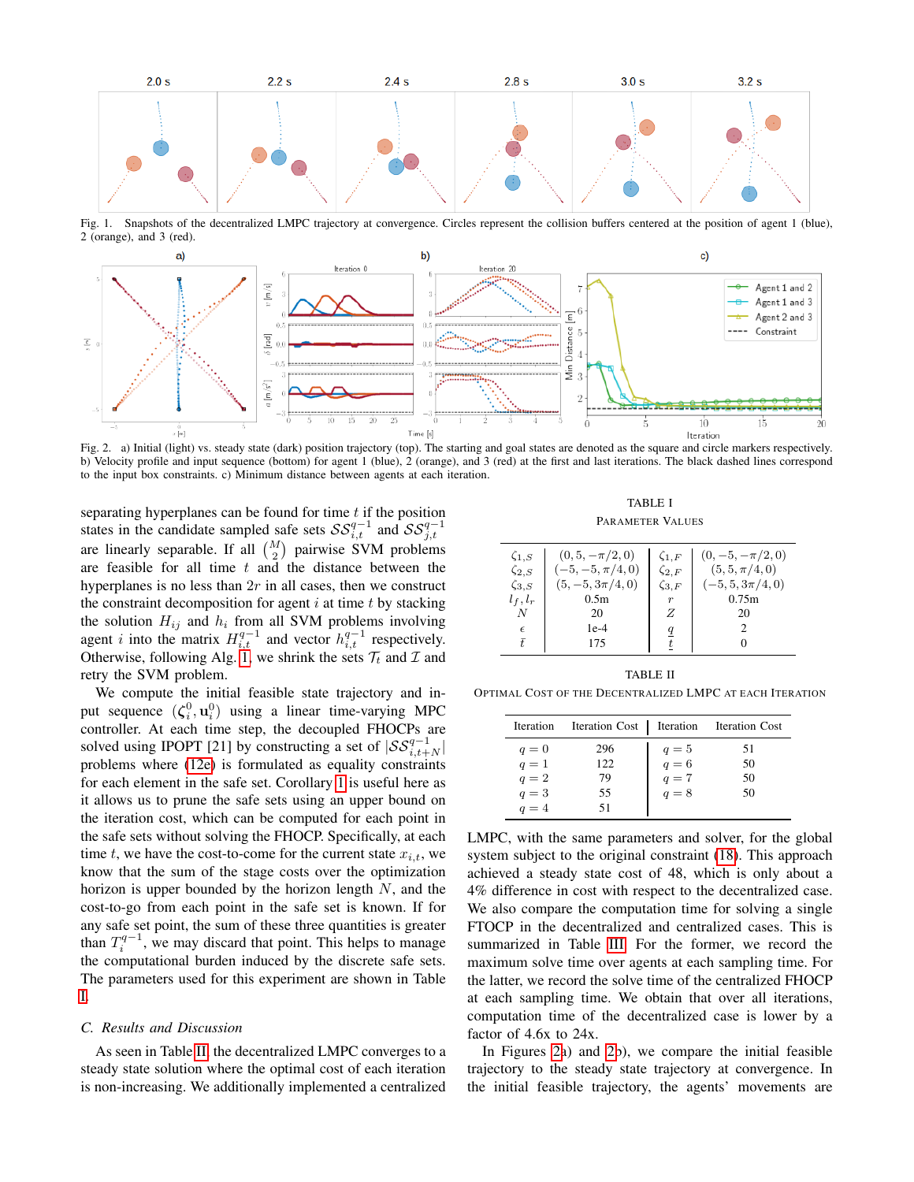Fig. 1. Snapshots of the decentralized LMPC trajectory at convergence. Circles represent the collision buffers centered at the position of agent 1 (blue), 2 (orange), and 3 (red).

Fig. 2. a) Initial (light) vs. steady state (dark) position trajectory (top). The starting and goal states are denoted as the square and circle markers respectively. b) Velocity profile and input sequence (bottom) for agent 1 (blue), 2 (orange), and 3 (red) at the first and last iterations. The black dashed lines correspond to the input box constraints. c) Minimum distance between agents at each iteration.

separating hyperplanes can be found for time $t$ if the position states in the candidate sampled safe sets $\mathcal{SS}_{i,t}^{q-1}$ and $\mathcal{SS}_{j,t}^{q-1}$ are linearly separable. If all $\binom{M}{2}$ pairwise SVM problems are feasible for all time $t$ and the distance between the hyperplanes is no less than $2r$ in all cases, then we construct the constraint decomposition for agent $i$ at time $t$ by stacking the solution $H_{ij}$ and $h_i$ from all SVM problems involving agent $i$ into the matrix $H_{i,t}^{q-1}$ and vector $h_{i,t}^{q-1}$ respectively. Otherwise, following Alg. 1, we shrink the sets $\mathcal{T}_t$ and $\mathcal{I}$ and retry the SVM problem.

We compute the initial feasible state trajectory and input sequence $(\boldsymbol{\zeta}_i^0, \mathbf{u}_i^0)$ using a linear time-varying MPC controller. At each time step, the decoupled FHOCPs are solved using IPOPT [21] by constructing a set of $|\mathcal{SS}_{i,t+N}^{q-1}|$ problems where (12e) is formulated as equality constraints for each element in the safe set. Corollary 1 is useful here as it allows us to prune the safe sets using an upper bound on the iteration cost, which can be computed for each point in the safe sets without solving the FHOCP. Specifically, at each time $t$, we have the cost-to-come for the current state $x_{i,t}$, we know that the sum of the stage costs over the optimization horizon is upper bounded by the horizon length $N$, and the cost-to-go from each point in the safe set is known. If for any safe set point, the sum of these three quantities is greater than $T_i^{q-1}$, we may discard that point. This helps to manage the computational burden induced by the discrete safe sets. The parameters used for this experiment are shown in Table I.

TABLE I
PARAMETER VALUES

| | | | |
|---|---|---|---|
| $\zeta_{1,S}$ | $(0, 5, -\pi/2, 0)$ | $\zeta_{1,F}$ | $(0, -5, -\pi/2, 0)$ |
| $\zeta_{2,S}$ | $(-5, -5, \pi/4, 0)$ | $\zeta_{2,F}$ | $(5, 5, \pi/4, 0)$ |
| $\zeta_{3,S}$ | $(5, -5, 3\pi/4, 0)$ | $\zeta_{3,F}$ | $(-5, 5, 3\pi/4, 0)$ |
| $l_f, l_r$ | 0.5m | $r$ | 0.75m |
| $N$ | 20 | $Z$ | 20 |
| $\epsilon$ | 1e-4 | $\underline{q}$ | 2 |
| $\bar{t}$ | 175 | $\underline{t}$ | 0 |

TABLE II
OPTIMAL COST OF THE DECENTRALIZED LMPC AT EACH ITERATION

| Iteration | Iteration Cost | Iteration | Iteration Cost |
|---|---|---|---|
| $q = 0$ | 296 | $q = 5$ | 51 |
| $q = 1$ | 122 | $q = 6$ | 50 |
| $q = 2$ | 79 | $q = 7$ | 50 |
| $q = 3$ | 55 | $q = 8$ | 50 |
| $q = 4$ | 51 | | |

### C. Results and Discussion

As seen in Table II, the decentralized LMPC converges to a steady state solution where the optimal cost of each iteration is non-increasing. We additionally implemented a centralized LMPC, with the same parameters and solver, for the global system subject to the original constraint (18). This approach achieved a steady state cost of 48, which is only about a 4% difference in cost with respect to the decentralized case. We also compare the computation time for solving a single FTOCP in the decentralized and centralized cases. This is summarized in Table III. For the former, we record the maximum solve time over agents at each sampling time. For the latter, we record the solve time of the centralized FHOCP at each sampling time. We obtain that over all iterations, computation time of the decentralized case is lower by a factor of 4.6x to 24x.

In Figures 2a) and 2b), we compare the initial feasible trajectory to the steady state trajectory at convergence. In the initial feasible trajectory, the agents' movements are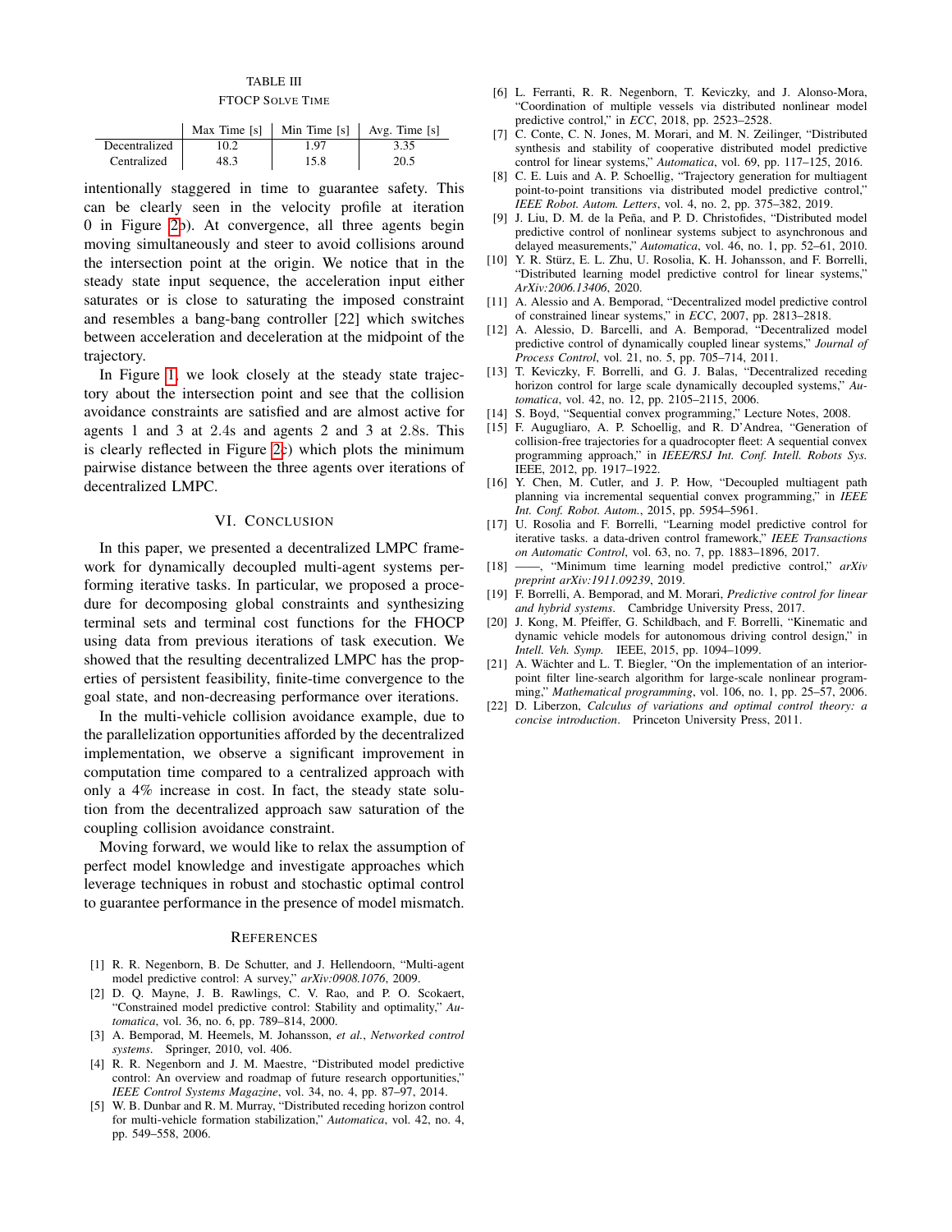TABLE III

FTOCP Solve Time

| | Max Time [s] | Min Time [s] | Avg. Time [s] |
|---|---|---|---|
| Decentralized | 10.2 | 1.97 | 3.35 |
| Centralized | 48.3 | 15.8 | 20.5 |

intentionally staggered in time to guarantee safety. This can be clearly seen in the velocity profile at iteration 0 in Figure 2b). At convergence, all three agents begin moving simultaneously and steer to avoid collisions around the intersection point at the origin. We notice that in the steady state input sequence, the acceleration input either saturates or is close to saturating the imposed constraint and resembles a bang-bang controller [22] which switches between acceleration and deceleration at the midpoint of the trajectory.

In Figure 1, we look closely at the steady state trajectory about the intersection point and see that the collision avoidance constraints are satisfied and are almost active for agents 1 and 3 at 2.4s and agents 2 and 3 at 2.8s. This is clearly reflected in Figure 2c) which plots the minimum pairwise distance between the three agents over iterations of decentralized LMPC.

## VI. Conclusion

In this paper, we presented a decentralized LMPC framework for dynamically decoupled multi-agent systems performing iterative tasks. In particular, we proposed a procedure for decomposing global constraints and synthesizing terminal sets and terminal cost functions for the FHOCP using data from previous iterations of task execution. We showed that the resulting decentralized LMPC has the properties of persistent feasibility, finite-time convergence to the goal state, and non-decreasing performance over iterations.

In the multi-vehicle collision avoidance example, due to the parallelization opportunities afforded by the decentralized implementation, we observe a significant improvement in computation time compared to a centralized approach with only a 4% increase in cost. In fact, the steady state solution from the decentralized approach saw saturation of the coupling collision avoidance constraint.

Moving forward, we would like to relax the assumption of perfect model knowledge and investigate approaches which leverage techniques in robust and stochastic optimal control to guarantee performance in the presence of model mismatch.

## References

[1] R. R. Negenborn, B. De Schutter, and J. Hellendoorn, "Multi-agent model predictive control: A survey," *arXiv:0908.1076*, 2009.

[2] D. Q. Mayne, J. B. Rawlings, C. V. Rao, and P. O. Scokaert, "Constrained model predictive control: Stability and optimality," *Automatica*, vol. 36, no. 6, pp. 789–814, 2000.

[3] A. Bemporad, M. Heemels, M. Johansson, *et al.*, *Networked control systems*. Springer, 2010, vol. 406.

[4] R. R. Negenborn and J. M. Maestre, "Distributed model predictive control: An overview and roadmap of future research opportunities," *IEEE Control Systems Magazine*, vol. 34, no. 4, pp. 87–97, 2014.

[5] W. B. Dunbar and R. M. Murray, "Distributed receding horizon control for multi-vehicle formation stabilization," *Automatica*, vol. 42, no. 4, pp. 549–558, 2006.

[6] L. Ferranti, R. R. Negenborn, T. Keviczky, and J. Alonso-Mora, "Coordination of multiple vessels via distributed nonlinear model predictive control," in *ECC*, 2018, pp. 2523–2528.

[7] C. Conte, C. N. Jones, M. Morari, and M. N. Zeilinger, "Distributed synthesis and stability of cooperative distributed model predictive control for linear systems," *Automatica*, vol. 69, pp. 117–125, 2016.

[8] C. E. Luis and A. P. Schoellig, "Trajectory generation for multiagent point-to-point transitions via distributed model predictive control," *IEEE Robot. Autom. Letters*, vol. 4, no. 2, pp. 375–382, 2019.

[9] J. Liu, D. M. de la Peña, and P. D. Christofides, "Distributed model predictive control of nonlinear systems subject to asynchronous and delayed measurements," *Automatica*, vol. 46, no. 1, pp. 52–61, 2010.

[10] Y. R. Stürz, E. L. Zhu, U. Rosolia, K. H. Johansson, and F. Borrelli, "Distributed learning model predictive control for linear systems," *ArXiv:2006.13406*, 2020.

[11] A. Alessio and A. Bemporad, "Decentralized model predictive control of constrained linear systems," in *ECC*, 2007, pp. 2813–2818.

[12] A. Alessio, D. Barcelli, and A. Bemporad, "Decentralized model predictive control of dynamically coupled linear systems," *Journal of Process Control*, vol. 21, no. 5, pp. 705–714, 2011.

[13] T. Keviczky, F. Borrelli, and G. J. Balas, "Decentralized receding horizon control for large scale dynamically decoupled systems," *Automatica*, vol. 42, no. 12, pp. 2105–2115, 2006.

[14] S. Boyd, "Sequential convex programming," Lecture Notes, 2008.

[15] F. Augugliaro, A. P. Schoellig, and R. D'Andrea, "Generation of collision-free trajectories for a quadrocopter fleet: A sequential convex programming approach," in *IEEE/RSJ Int. Conf. Intell. Robots Sys.* IEEE, 2012, pp. 1917–1922.

[16] Y. Chen, M. Cutler, and J. P. How, "Decoupled multiagent path planning via incremental sequential convex programming," in *IEEE Int. Conf. Robot. Autom.*, 2015, pp. 5954–5961.

[17] U. Rosolia and F. Borrelli, "Learning model predictive control for iterative tasks. a data-driven control framework," *IEEE Transactions on Automatic Control*, vol. 63, no. 7, pp. 1883–1896, 2017.

[18] ——, "Minimum time learning model predictive control," *arXiv preprint arXiv:1911.09239*, 2019.

[19] F. Borrelli, A. Bemporad, and M. Morari, *Predictive control for linear and hybrid systems*. Cambridge University Press, 2017.

[20] J. Kong, M. Pfeiffer, G. Schildbach, and F. Borrelli, "Kinematic and dynamic vehicle models for autonomous driving control design," in *Intell. Veh. Symp.* IEEE, 2015, pp. 1094–1099.

[21] A. Wächter and L. T. Biegler, "On the implementation of an interior-point filter line-search algorithm for large-scale nonlinear programming," *Mathematical programming*, vol. 106, no. 1, pp. 25–57, 2006.

[22] D. Liberzon, *Calculus of variations and optimal control theory: a concise introduction*. Princeton University Press, 2011.